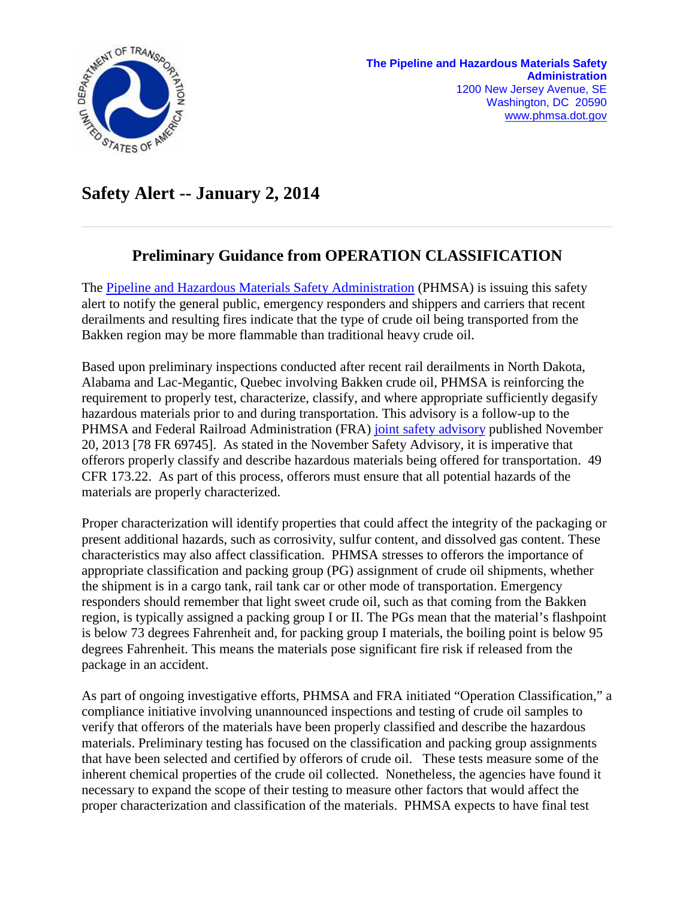The Pipeline and Hazardous Materials Safety Administration
1200 New Jersey Avenue, SE
Washington, DC 20590
www.phmsa.dot.gov

# Safety Alert -- January 2, 2014

## Preliminary Guidance from OPERATION CLASSIFICATION

The Pipeline and Hazardous Materials Safety Administration (PHMSA) is issuing this safety alert to notify the general public, emergency responders and shippers and carriers that recent derailments and resulting fires indicate that the type of crude oil being transported from the Bakken region may be more flammable than traditional heavy crude oil.

Based upon preliminary inspections conducted after recent rail derailments in North Dakota, Alabama and Lac-Megantic, Quebec involving Bakken crude oil, PHMSA is reinforcing the requirement to properly test, characterize, classify, and where appropriate sufficiently degasify hazardous materials prior to and during transportation. This advisory is a follow-up to the PHMSA and Federal Railroad Administration (FRA) joint safety advisory published November 20, 2013 [78 FR 69745]. As stated in the November Safety Advisory, it is imperative that offerors properly classify and describe hazardous materials being offered for transportation. 49 CFR 173.22. As part of this process, offerors must ensure that all potential hazards of the materials are properly characterized.

Proper characterization will identify properties that could affect the integrity of the packaging or present additional hazards, such as corrosivity, sulfur content, and dissolved gas content. These characteristics may also affect classification. PHMSA stresses to offerors the importance of appropriate classification and packing group (PG) assignment of crude oil shipments, whether the shipment is in a cargo tank, rail tank car or other mode of transportation. Emergency responders should remember that light sweet crude oil, such as that coming from the Bakken region, is typically assigned a packing group I or II. The PGs mean that the material's flashpoint is below 73 degrees Fahrenheit and, for packing group I materials, the boiling point is below 95 degrees Fahrenheit. This means the materials pose significant fire risk if released from the package in an accident.

As part of ongoing investigative efforts, PHMSA and FRA initiated "Operation Classification," a compliance initiative involving unannounced inspections and testing of crude oil samples to verify that offerors of the materials have been properly classified and describe the hazardous materials. Preliminary testing has focused on the classification and packing group assignments that have been selected and certified by offerors of crude oil. These tests measure some of the inherent chemical properties of the crude oil collected. Nonetheless, the agencies have found it necessary to expand the scope of their testing to measure other factors that would affect the proper characterization and classification of the materials. PHMSA expects to have final test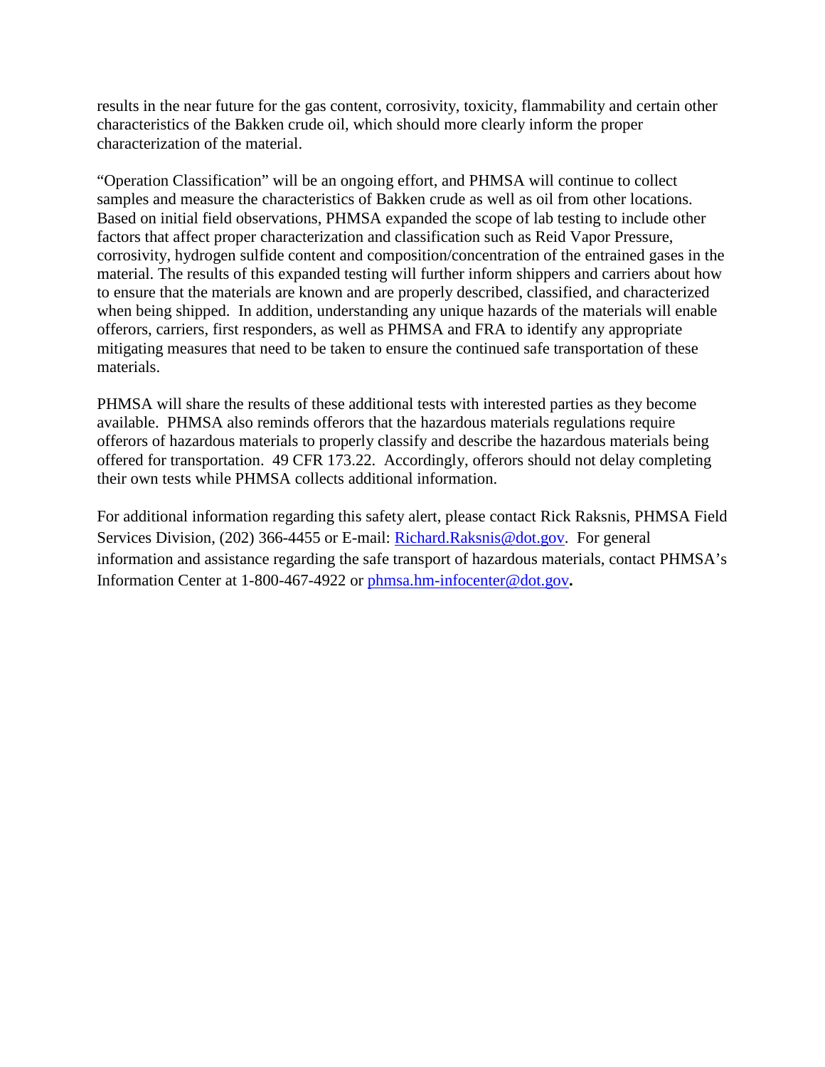results in the near future for the gas content, corrosivity, toxicity, flammability and certain other characteristics of the Bakken crude oil, which should more clearly inform the proper characterization of the material.

"Operation Classification" will be an ongoing effort, and PHMSA will continue to collect samples and measure the characteristics of Bakken crude as well as oil from other locations. Based on initial field observations, PHMSA expanded the scope of lab testing to include other factors that affect proper characterization and classification such as Reid Vapor Pressure, corrosivity, hydrogen sulfide content and composition/concentration of the entrained gases in the material. The results of this expanded testing will further inform shippers and carriers about how to ensure that the materials are known and are properly described, classified, and characterized when being shipped. In addition, understanding any unique hazards of the materials will enable offerors, carriers, first responders, as well as PHMSA and FRA to identify any appropriate mitigating measures that need to be taken to ensure the continued safe transportation of these materials.

PHMSA will share the results of these additional tests with interested parties as they become available. PHMSA also reminds offerors that the hazardous materials regulations require offerors of hazardous materials to properly classify and describe the hazardous materials being offered for transportation. 49 CFR 173.22. Accordingly, offerors should not delay completing their own tests while PHMSA collects additional information.

For additional information regarding this safety alert, please contact Rick Raksnis, PHMSA Field Services Division, (202) 366-4455 or E-mail: Richard.Raksnis@dot.gov. For general information and assistance regarding the safe transport of hazardous materials, contact PHMSA's Information Center at 1-800-467-4922 or phmsa.hm-infocenter@dot.gov.